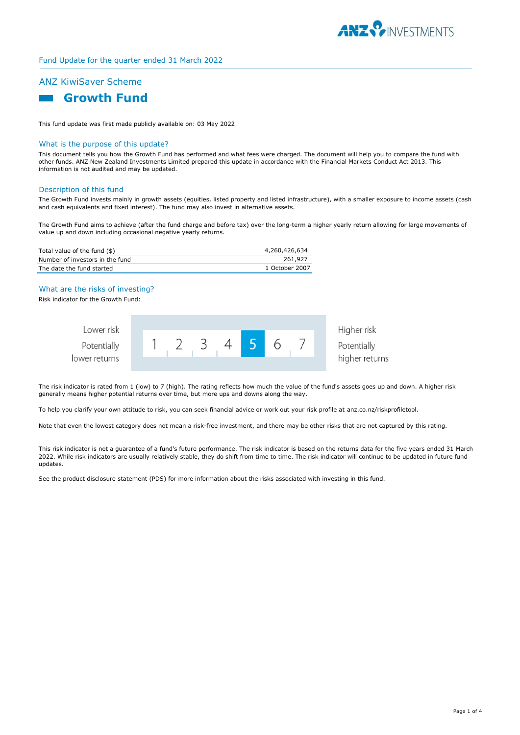Fund Update for the quarter ended 31 March 2022

## ANZ KiwiSaver Scheme

# Growth Fund

This fund update was first made publicly available on: 03 May 2022

### What is the purpose of this update?

This document tells you how the Growth Fund has performed and what fees were charged. The document will help you to compare the fund with other funds. ANZ New Zealand Investments Limited prepared this update in accordance with the Financial Markets Conduct Act 2013. This information is not audited and may be updated.

### Description of this fund

The Growth Fund invests mainly in growth assets (equities, listed property and listed infrastructure), with a smaller exposure to income assets (cash and cash equivalents and fixed interest). The fund may also invest in alternative assets.

The Growth Fund aims to achieve (after the fund charge and before tax) over the long-term a higher yearly return allowing for large movements of value up and down including occasional negative yearly returns.

| | |
|---|---|
| Total value of the fund ($) | 4,260,426,634 |
| Number of investors in the fund | 261,927 |
| The date the fund started | 1 October 2007 |

### What are the risks of investing?

Risk indicator for the Growth Fund:

| Lower risk<br>Potentially lower returns | 1 | 2 | 3 | 4 | **5** | 6 | 7 | Higher risk<br>Potentially higher returns |
|---|---|---|---|---|---|---|---|---|

The risk indicator is rated from 1 (low) to 7 (high). The rating reflects how much the value of the fund's assets goes up and down. A higher risk generally means higher potential returns over time, but more ups and downs along the way.

To help you clarify your own attitude to risk, you can seek financial advice or work out your risk profile at anz.co.nz/riskprofiletool.

Note that even the lowest category does not mean a risk-free investment, and there may be other risks that are not captured by this rating.

This risk indicator is not a guarantee of a fund's future performance. The risk indicator is based on the returns data for the five years ended 31 March 2022. While risk indicators are usually relatively stable, they do shift from time to time. The risk indicator will continue to be updated in future fund updates.

See the product disclosure statement (PDS) for more information about the risks associated with investing in this fund.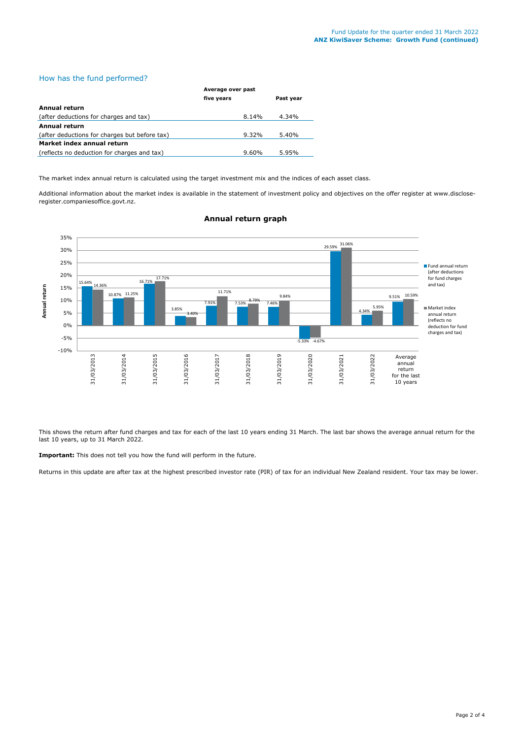## How has the fund performed?

| | Average over past five years | Past year |
|---|---|---|
| **Annual return** | | |
| (after deductions for charges and tax) | 8.14% | 4.34% |
| **Annual return** | | |
| (after deductions for charges but before tax) | 9.32% | 5.40% |
| **Market index annual return** | | |
| (reflects no deduction for charges and tax) | 9.60% | 5.95% |

The market index annual return is calculated using the target investment mix and the indices of each asset class.

Additional information about the market index is available in the statement of investment policy and objectives on the offer register at www.disclose-register.companiesoffice.govt.nz.

### Annual return graph

| | Fund annual return (after deductions for fund charges and tax) | Market index annual return (reflects no deduction for fund charges and tax) |
|---|---|---|
| 31/03/2013 | 15.64% | 14.36% |
| 31/03/2014 | 10.87% | 11.25% |
| 31/03/2015 | 16.71% | 17.71% |
| 31/03/2016 | 3.85% | 3.40% |
| 31/03/2017 | 7.91% | 11.71% |
| 31/03/2018 | 7.53% | 8.79% |
| 31/03/2019 | 7.46% | 9.84% |
| 31/03/2020 | -5.33% | -4.67% |
| 31/03/2021 | 29.59% | 31.06% |
| 31/03/2022 | 4.34% | 5.95% |
| Average annual return for the last 10 years | 9.51% | 10.59% |

This shows the return after fund charges and tax for each of the last 10 years ending 31 March. The last bar shows the average annual return for the last 10 years, up to 31 March 2022.

**Important:** This does not tell you how the fund will perform in the future.

Returns in this update are after tax at the highest prescribed investor rate (PIR) of tax for an individual New Zealand resident. Your tax may be lower.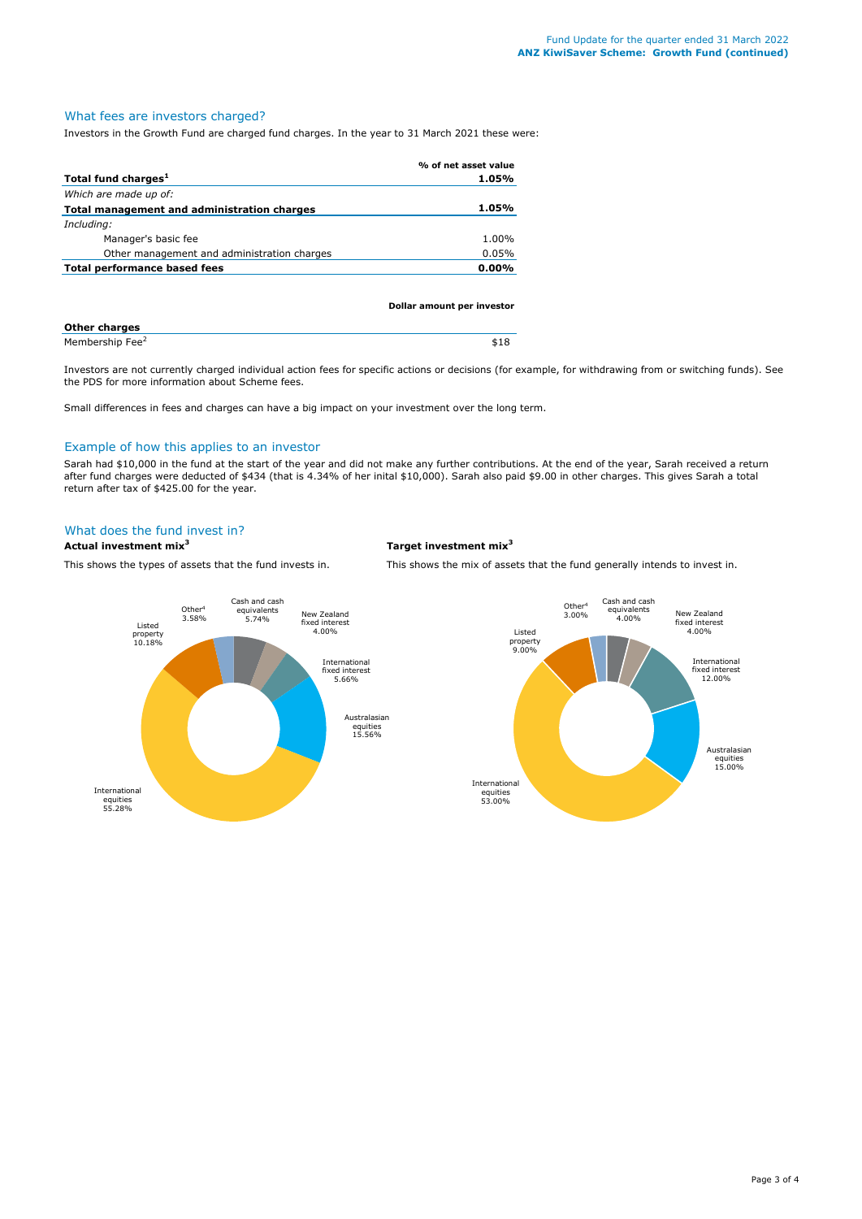## What fees are investors charged?

Investors in the Growth Fund are charged fund charges. In the year to 31 March 2021 these were:

| | % of net asset value |
|---|---|
| **Total fund charges**[1] | **1.05%** |
| *Which are made up of:* | |
| **Total management and administration charges** | **1.05%** |
| *Including:* | |
| Manager's basic fee | 1.00% |
| Other management and administration charges | 0.05% |
| **Total performance based fees** | **0.00%** |

| | Dollar amount per investor |
|---|---|
| **Other charges** | |
| Membership Fee[2] | $18 |

Investors are not currently charged individual action fees for specific actions or decisions (for example, for withdrawing from or switching funds). See the PDS for more information about Scheme fees.

Small differences in fees and charges can have a big impact on your investment over the long term.

## Example of how this applies to an investor

Sarah had $10,000 in the fund at the start of the year and did not make any further contributions. At the end of the year, Sarah received a return after fund charges were deducted of $434 (that is 4.34% of her inital $10,000). Sarah also paid $9.00 in other charges. This gives Sarah a total return after tax of $425.00 for the year.

## What does the fund invest in?

**Actual investment mix**[3]

This shows the types of assets that the fund invests in.

| Asset type | Actual |
|---|---|
| Cash and cash equivalents | 5.74% |
| New Zealand fixed interest | 4.00% |
| International fixed interest | 5.66% |
| Australasian equities | 15.56% |
| International equities | 55.28% |
| Listed property | 10.18% |
| Other[4] | 3.58% |

**Target investment mix**[3]

This shows the mix of assets that the fund generally intends to invest in.

| Asset type | Target |
|---|---|
| Cash and cash equivalents | 4.00% |
| New Zealand fixed interest | 4.00% |
| International fixed interest | 12.00% |
| Australasian equities | 15.00% |
| International equities | 53.00% |
| Listed property | 9.00% |
| Other[4] | 3.00% |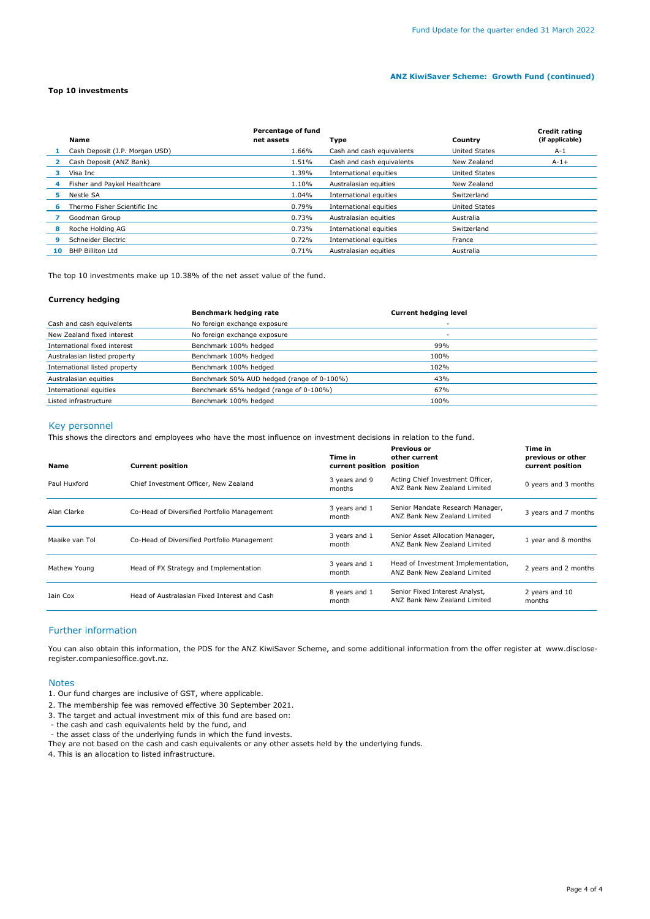### ANZ KiwiSaver Scheme: Growth Fund (continued)

#### Top 10 investments

| | Name | Percentage of fund net assets | Type | Country | Credit rating (if applicable) |
|---|---|---|---|---|---|
| 1 | Cash Deposit (J.P. Morgan USD) | 1.66% | Cash and cash equivalents | United States | A-1 |
| 2 | Cash Deposit (ANZ Bank) | 1.51% | Cash and cash equivalents | New Zealand | A-1+ |
| 3 | Visa Inc | 1.39% | International equities | United States | |
| 4 | Fisher and Paykel Healthcare | 1.10% | Australasian equities | New Zealand | |
| 5 | Nestle SA | 1.04% | International equities | Switzerland | |
| 6 | Thermo Fisher Scientific Inc | 0.79% | International equities | United States | |
| 7 | Goodman Group | 0.73% | Australasian equities | Australia | |
| 8 | Roche Holding AG | 0.73% | International equities | Switzerland | |
| 9 | Schneider Electric | 0.72% | International equities | France | |
| 10 | BHP Billiton Ltd | 0.71% | Australasian equities | Australia | |

The top 10 investments make up 10.38% of the net asset value of the fund.

#### Currency hedging

| | Benchmark hedging rate | Current hedging level |
|---|---|---|
| Cash and cash equivalents | No foreign exchange exposure | - |
| New Zealand fixed interest | No foreign exchange exposure | - |
| International fixed interest | Benchmark 100% hedged | 99% |
| Australasian listed property | Benchmark 100% hedged | 100% |
| International listed property | Benchmark 100% hedged | 102% |
| Australasian equities | Benchmark 50% AUD hedged (range of 0-100%) | 43% |
| International equities | Benchmark 65% hedged (range of 0-100%) | 67% |
| Listed infrastructure | Benchmark 100% hedged | 100% |

## Key personnel

This shows the directors and employees who have the most influence on investment decisions in relation to the fund.

| Name | Current position | Time in current position | Previous or other current position | Time in previous or other current position |
|---|---|---|---|---|
| Paul Huxford | Chief Investment Officer, New Zealand | 3 years and 9 months | Acting Chief Investment Officer, ANZ Bank New Zealand Limited | 0 years and 3 months |
| Alan Clarke | Co-Head of Diversified Portfolio Management | 3 years and 1 month | Senior Mandate Research Manager, ANZ Bank New Zealand Limited | 3 years and 7 months |
| Maaike van Tol | Co-Head of Diversified Portfolio Management | 3 years and 1 month | Senior Asset Allocation Manager, ANZ Bank New Zealand Limited | 1 year and 8 months |
| Mathew Young | Head of FX Strategy and Implementation | 3 years and 1 month | Head of Investment Implementation, ANZ Bank New Zealand Limited | 2 years and 2 months |
| Iain Cox | Head of Australasian Fixed Interest and Cash | 8 years and 1 month | Senior Fixed Interest Analyst, ANZ Bank New Zealand Limited | 2 years and 10 months |

## Further information

You can also obtain this information, the PDS for the ANZ KiwiSaver Scheme, and some additional information from the offer register at www.disclose-register.companiesoffice.govt.nz.

## Notes

1. Our fund charges are inclusive of GST, where applicable.
2. The membership fee was removed effective 30 September 2021.
3. The target and actual investment mix of this fund are based on:
 - the cash and cash equivalents held by the fund, and
 - the asset class of the underlying funds in which the fund invests.

They are not based on the cash and cash equivalents or any other assets held by the underlying funds.

4. This is an allocation to listed infrastructure.